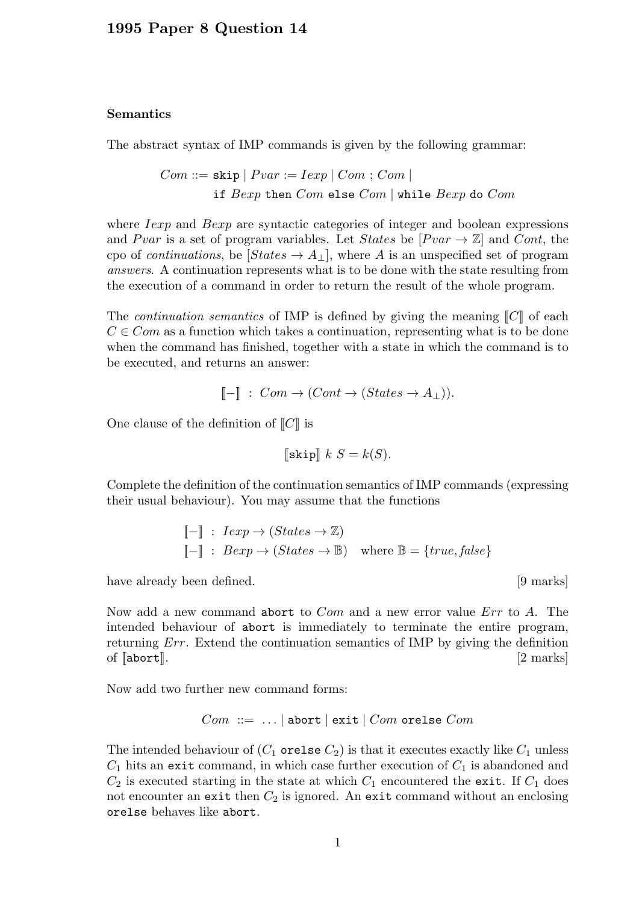# 1995 Paper 8 Question 14

## Semantics

The abstract syntax of IMP commands is given by the following grammar:

$$
\begin{aligned}
Com ::= &\ \texttt{skip} \mid Pvar := Iexp \mid Com \ ; \ Com \mid \\
&\ \texttt{if}\ Bexp\ \texttt{then}\ Com\ \texttt{else}\ Com \mid \texttt{while}\ Bexp\ \texttt{do}\ Com
\end{aligned}
$$

where *Iexp* and *Bexp* are syntactic categories of integer and boolean expressions and *Pvar* is a set of program variables. Let *States* be $[Pvar \to \mathbb{Z}]$ and *Cont*, the cpo of *continuations*, be $[States \to A_\perp]$, where $A$ is an unspecified set of program *answers*. A continuation represents what is to be done with the state resulting from the execution of a command in order to return the result of the whole program.

The *continuation semantics* of IMP is defined by giving the meaning $[\![C]\!]$ of each $C \in Com$ as a function which takes a continuation, representing what is to be done when the command has finished, together with a state in which the command is to be executed, and returns an answer:

$$[\![-]\!] \ : \ Com \to (Cont \to (States \to A_\perp)).$$

One clause of the definition of $[\![C]\!]$ is

$$[\![\texttt{skip}]\!] \ k \ S = k(S).$$

Complete the definition of the continuation semantics of IMP commands (expressing their usual behaviour). You may assume that the functions

$$
\begin{aligned}
[\![-]\!] &\ : \ Iexp \to (States \to \mathbb{Z}) \\
[\![-]\!] &\ : \ Bexp \to (States \to \mathbb{B}) \quad \text{where } \mathbb{B} = \{true, false\}
\end{aligned}
$$

have already been defined. [9 marks]

Now add a new command `abort` to *Com* and a new error value *Err* to $A$. The intended behaviour of `abort` is immediately to terminate the entire program, returning *Err*. Extend the continuation semantics of IMP by giving the definition of $[\![\texttt{abort}]\!]$. [2 marks]

Now add two further new command forms:

$$Com \ ::= \ \ldots \mid \texttt{abort} \mid \texttt{exit} \mid Com\ \texttt{orelse}\ Com$$

The intended behaviour of ($C_1$ `orelse` $C_2$) is that it executes exactly like $C_1$ unless $C_1$ hits an `exit` command, in which case further execution of $C_1$ is abandoned and $C_2$ is executed starting in the state at which $C_1$ encountered the `exit`. If $C_1$ does not encounter an `exit` then $C_2$ is ignored. An `exit` command without an enclosing `orelse` behaves like `abort`.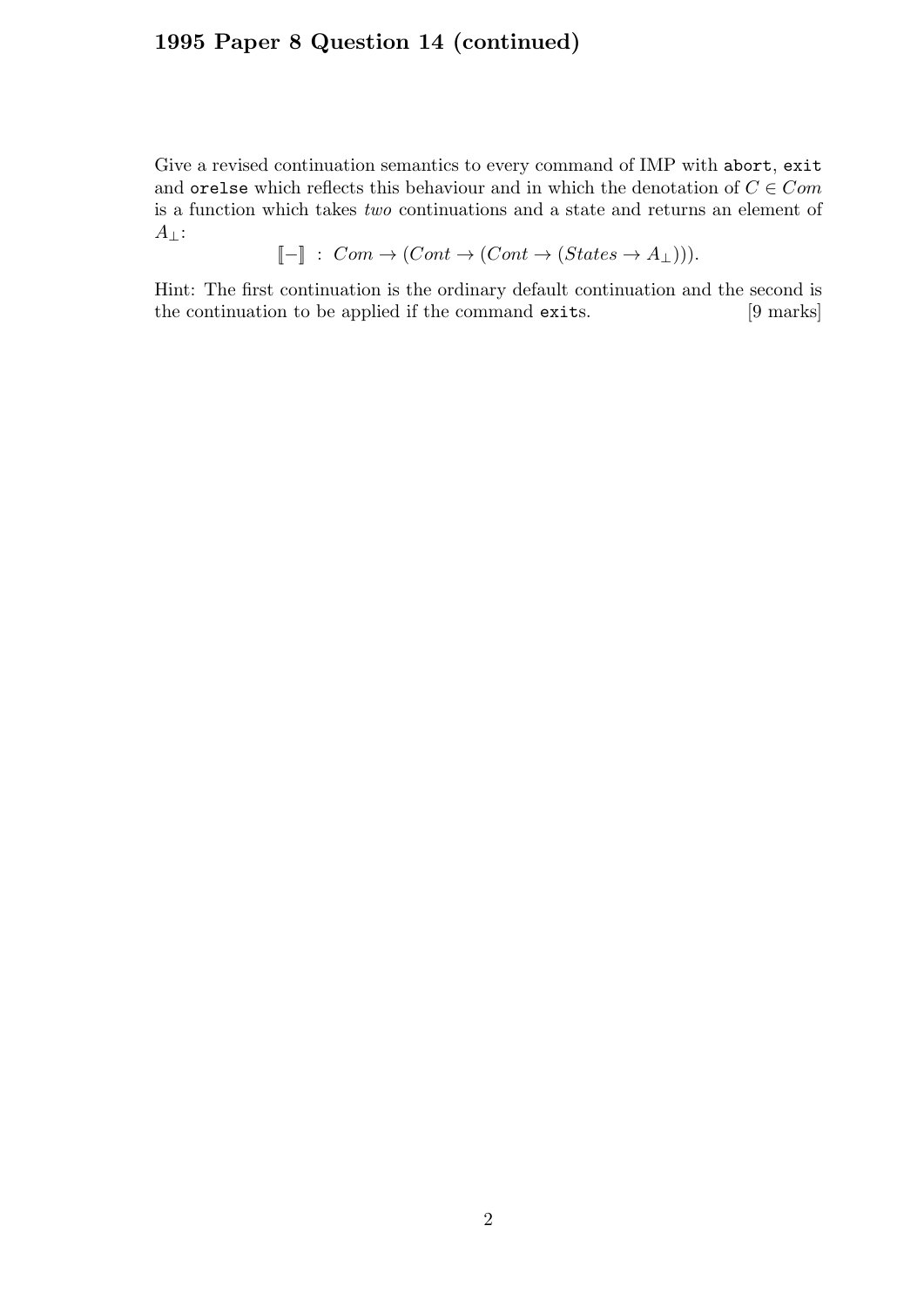Give a revised continuation semantics to every command of IMP with `abort`, `exit` and `orelse` which reflects this behaviour and in which the denotation of $C \in Com$ is a function which takes *two* continuations and a state and returns an element of $A_\perp$:

$$[\![-]\!] \; : \; Com \to (Cont \to (Cont \to (States \to A_\perp))).$$

Hint: The first continuation is the ordinary default continuation and the second is the continuation to be applied if the command `exit`s. [9 marks]